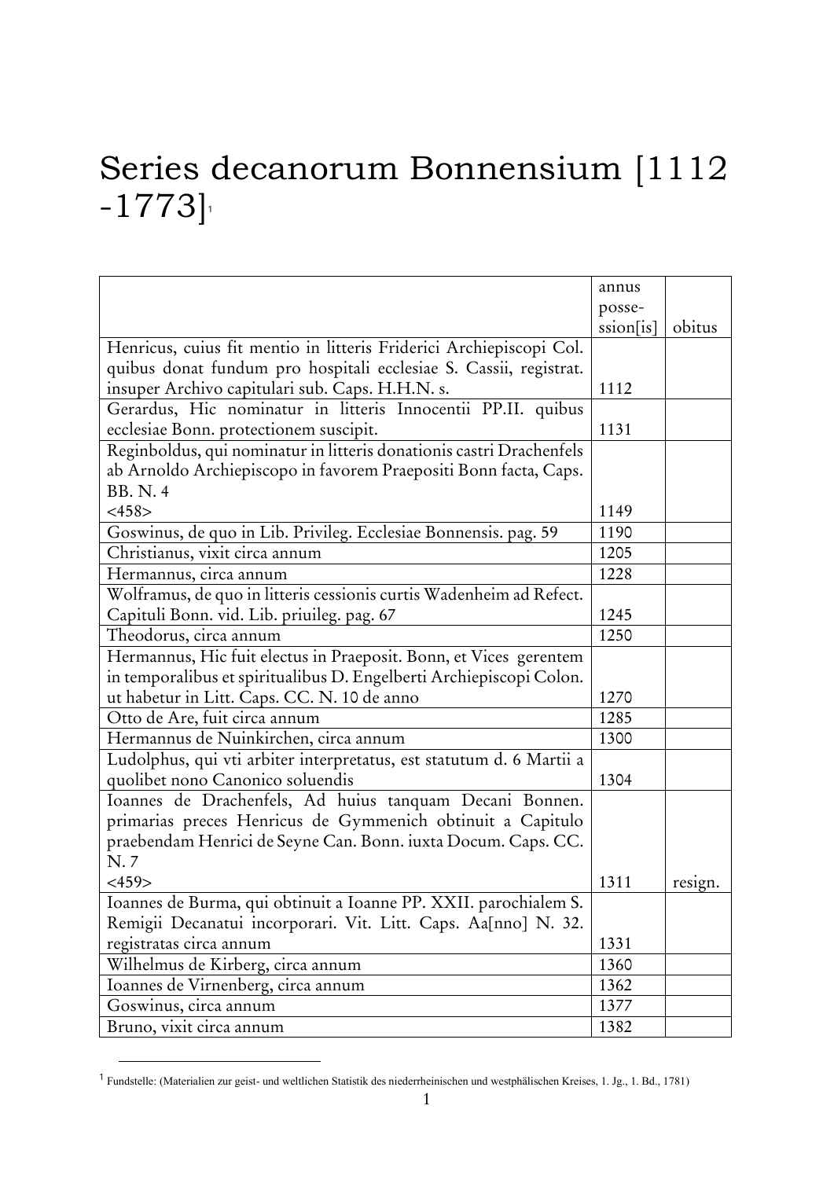# Series decanorum Bonnensium [1112 -1773][1]

| | annus posse-ssion[is] | obitus |
|---|---|---|
| Henricus, cuius fit mentio in litteris Friderici Archiepiscopi Col. quibus donat fundum pro hospitali ecclesiae S. Cassii, registrat. insuper Archivo capitulari sub. Caps. H.H.N. s. | 1112 | |
| Gerardus, Hic nominatur in litteris Innocentii PP.II. quibus ecclesiae Bonn. protectionem suscipit. | 1131 | |
| Reginboldus, qui nominatur in litteris donationis castri Drachenfels ab Arnoldo Archiepiscopo in favorem Praepositi Bonn facta, Caps. BB. N. 4 <458> | 1149 | |
| Goswinus, de quo in Lib. Privileg. Ecclesiae Bonnensis. pag. 59 | 1190 | |
| Christianus, vixit circa annum | 1205 | |
| Hermannus, circa annum | 1228 | |
| Wolframus, de quo in litteris cessionis curtis Wadenheim ad Refect. Capituli Bonn. vid. Lib. priuileg. pag. 67 | 1245 | |
| Theodorus, circa annum | 1250 | |
| Hermannus, Hic fuit electus in Praeposit. Bonn, et Vices gerentem in temporalibus et spiritualibus D. Engelberti Archiepiscopi Colon. ut habetur in Litt. Caps. CC. N. 10 de anno | 1270 | |
| Otto de Are, fuit circa annum | 1285 | |
| Hermannus de Nuinkirchen, circa annum | 1300 | |
| Ludolphus, qui vti arbiter interpretatus, est statutum d. 6 Martii a quolibet nono Canonico soluendis | 1304 | |
| Ioannes de Drachenfels, Ad huius tanquam Decani Bonnen. primarias preces Henricus de Gymmenich obtinuit a Capitulo praebendam Henrici de Seyne Can. Bonn. iuxta Docum. Caps. CC. N. 7 <459> | 1311 | resign. |
| Ioannes de Burma, qui obtinuit a Ioanne PP. XXII. parochialem S. Remigii Decanatui incorporari. Vit. Litt. Caps. Aa[nno] N. 32. registratas circa annum | 1331 | |
| Wilhelmus de Kirberg, circa annum | 1360 | |
| Ioannes de Virnenberg, circa annum | 1362 | |
| Goswinus, circa annum | 1377 | |
| Bruno, vixit circa annum | 1382 | |

[1] Fundstelle: (Materialien zur geist- und weltlichen Statistik des niederrheinischen und westphälischen Kreises, 1. Jg., 1. Bd., 1781)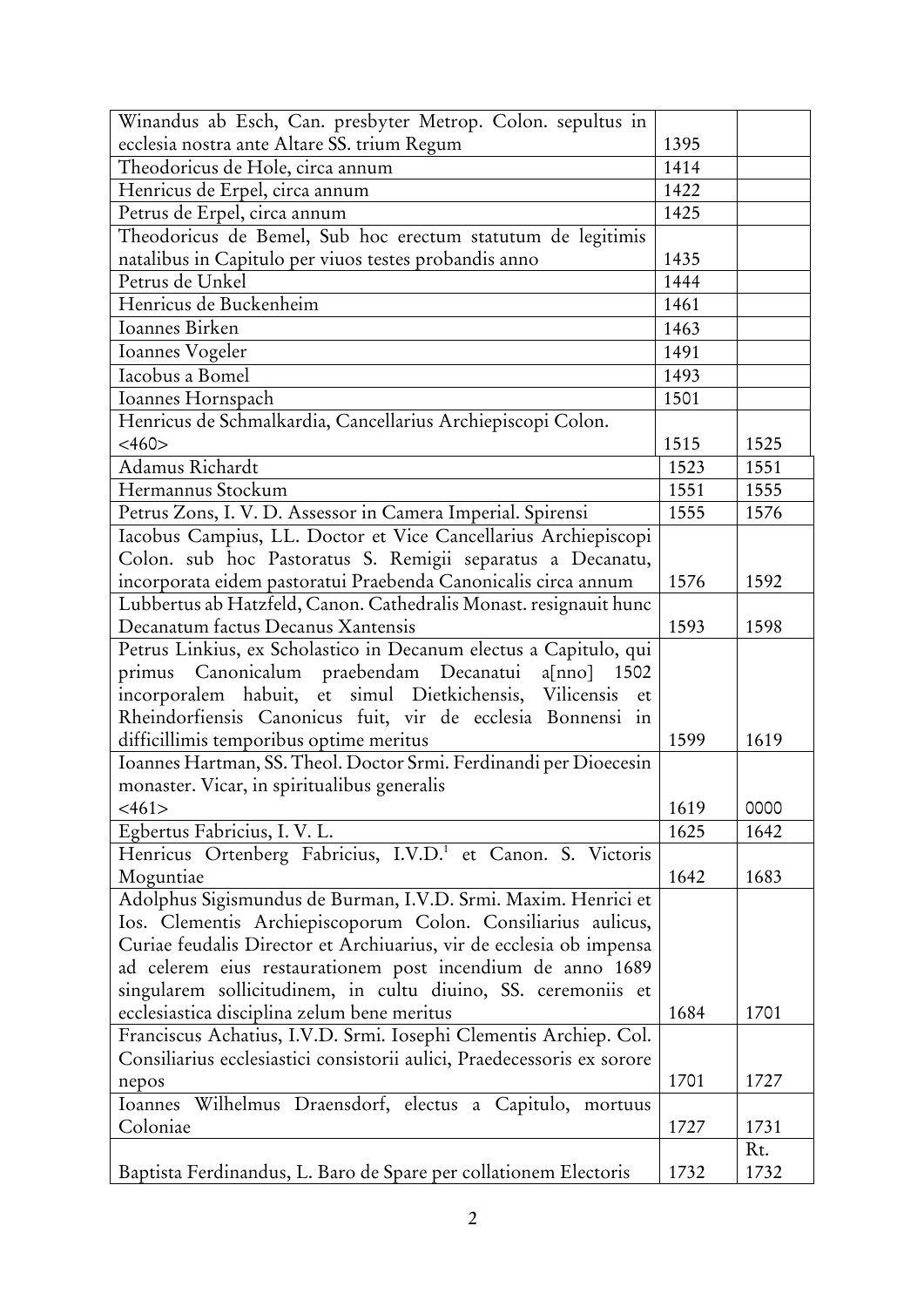| | | |
|---|---|---|
| Winandus ab Esch, Can. presbyter Metrop. Colon. sepultus in ecclesia nostra ante Altare SS. trium Regum | 1395 | |
| Theodoricus de Hole, circa annum | 1414 | |
| Henricus de Erpel, circa annum | 1422 | |
| Petrus de Erpel, circa annum | 1425 | |
| Theodoricus de Bemel, Sub hoc erectum statutum de legitimis natalibus in Capitulo per viuos testes probandis anno | 1435 | |
| Petrus de Unkel | 1444 | |
| Henricus de Buckenheim | 1461 | |
| Ioannes Birken | 1463 | |
| Ioannes Vogeler | 1491 | |
| Iacobus a Bomel | 1493 | |
| Ioannes Hornspach | 1501 | |
| Henricus de Schmalkardia, Cancellarius Archiepiscopi Colon. <460> | 1515 | 1525 |
| Adamus Richardt | 1523 | 1551 |
| Hermannus Stockum | 1551 | 1555 |
| Petrus Zons, I. V. D. Assessor in Camera Imperial. Spirensi | 1555 | 1576 |
| Iacobus Campius, LL. Doctor et Vice Cancellarius Archiepiscopi Colon. sub hoc Pastoratus S. Remigii separatus a Decanatu, incorporata eidem pastoratui Praebenda Canonicalis circa annum | 1576 | 1592 |
| Lubbertus ab Hatzfeld, Canon. Cathedralis Monast. resignauit hunc Decanatum factus Decanus Xantensis | 1593 | 1598 |
| Petrus Linkius, ex Scholastico in Decanum electus a Capitulo, qui primus Canonicalum praebendam Decanatui a[nno] 1502 incorporalem habuit, et simul Dietkichensis, Vilicensis et Rheindorfiensis Canonicus fuit, vir de ecclesia Bonnensi in difficillimis temporibus optime meritus | 1599 | 1619 |
| Ioannes Hartman, SS. Theol. Doctor Srmi. Ferdinandi per Dioecesin monaster. Vicar, in spiritualibus generalis <461> | 1619 | 0000 |
| Egbertus Fabricius, I. V. L. | 1625 | 1642 |
| Henricus Ortenberg Fabricius, I.V.D.[1] et Canon. S. Victoris Moguntiae | 1642 | 1683 |
| Adolphus Sigismundus de Burman, I.V.D. Srmi. Maxim. Henrici et Ios. Clementis Archiepiscoporum Colon. Consiliarius aulicus, Curiae feudalis Director et Archiuarius, vir de ecclesia ob impensa ad celerem eius restaurationem post incendium de anno 1689 singularem sollicitudinem, in cultu diuino, SS. ceremoniis et ecclesiastica disciplina zelum bene meritus | 1684 | 1701 |
| Franciscus Achatius, I.V.D. Srmi. Iosephi Clementis Archiep. Col. Consiliarius ecclesiastici consistorii aulici, Praedecessoris ex sorore nepos | 1701 | 1727 |
| Ioannes Wilhelmus Draensdorf, electus a Capitulo, mortuus Coloniae | 1727 | 1731 |
| Baptista Ferdinandus, L. Baro de Spare per collationem Electoris | 1732 | Rt. 1732 |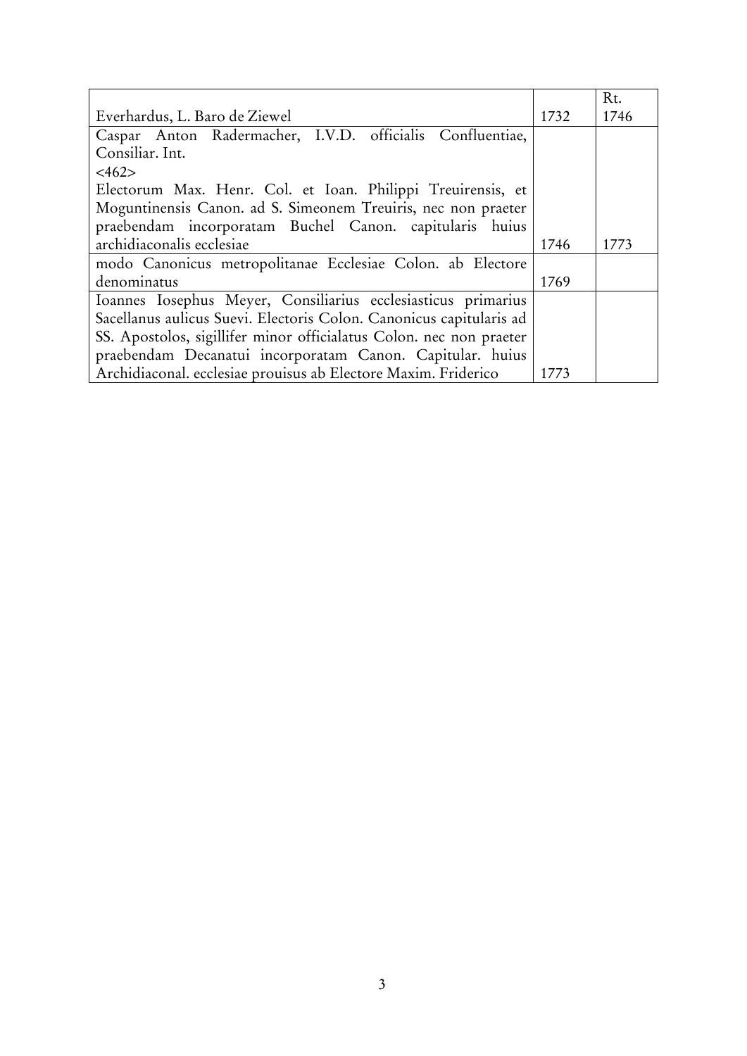| | | Rt. |
|---|---|---|
| Everhardus, L. Baro de Ziewel | 1732 | 1746 |
| Caspar Anton Radermacher, I.V.D. officialis Confluentiae, Consiliar. Int. <462> Electorum Max. Henr. Col. et Ioan. Philippi Treuirensis, et Moguntinensis Canon. ad S. Simeonem Treuiris, nec non praeter praebendam incorporatam Buchel Canon. capitularis huius archidiaconalis ecclesiae | 1746 | 1773 |
| modo Canonicus metropolitanae Ecclesiae Colon. ab Electore denominatus | 1769 | |
| Ioannes Iosephus Meyer, Consiliarius ecclesiasticus primarius Sacellanus aulicus Suevi. Electoris Colon. Canonicus capitularis ad SS. Apostolos, sigillifer minor officialatus Colon. nec non praeter praebendam Decanatui incorporatam Canon. Capitular. huius Archidiaconal. ecclesiae prouisus ab Electore Maxim. Friderico | 1773 | |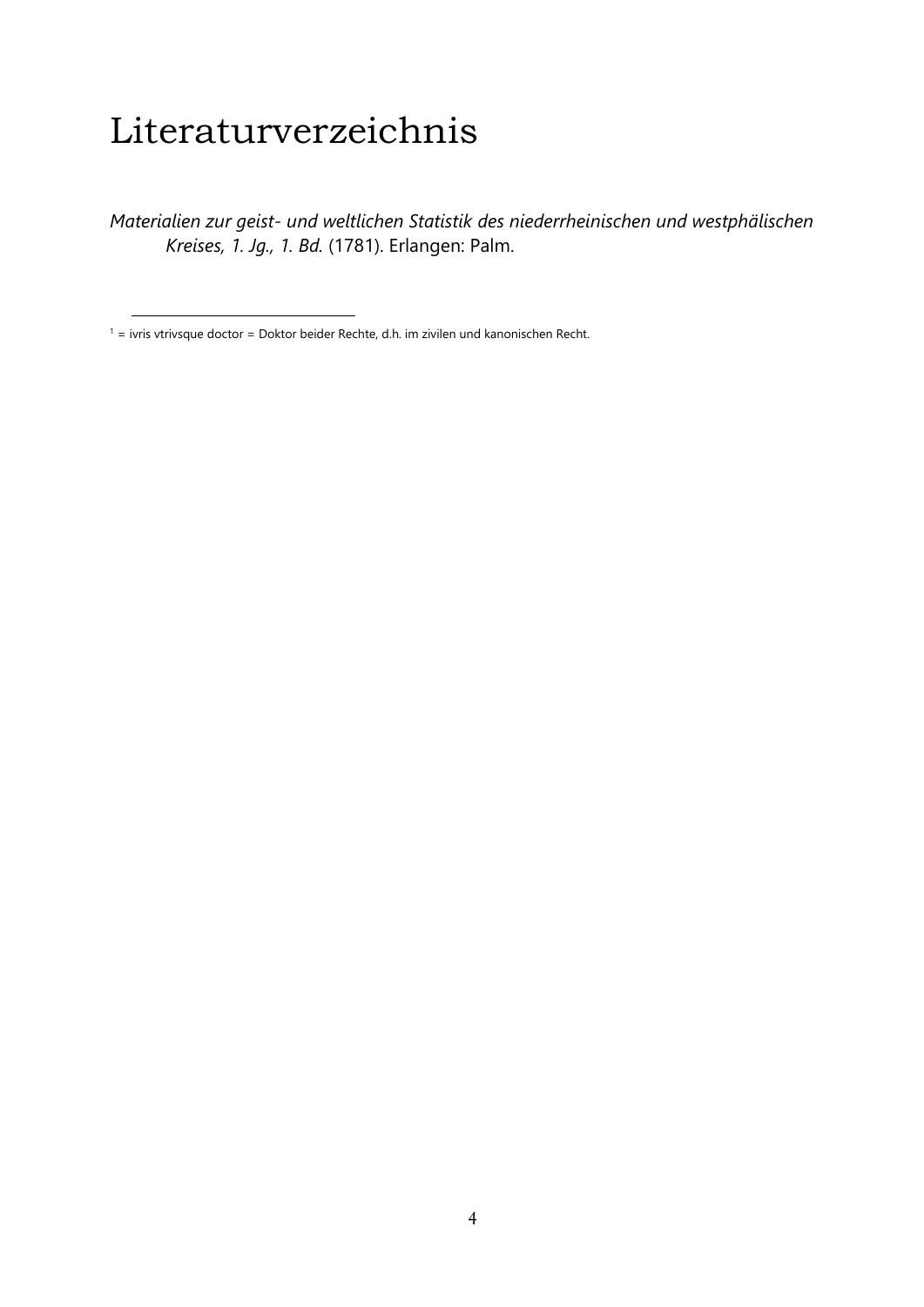# Literaturverzeichnis

*Materialien zur geist- und weltlichen Statistik des niederrheinischen und westphälischen Kreises, 1. Jg., 1. Bd.* (1781). Erlangen: Palm.

[1] = ivris vtrivsque doctor = Doktor beider Rechte, d.h. im zivilen und kanonischen Recht.